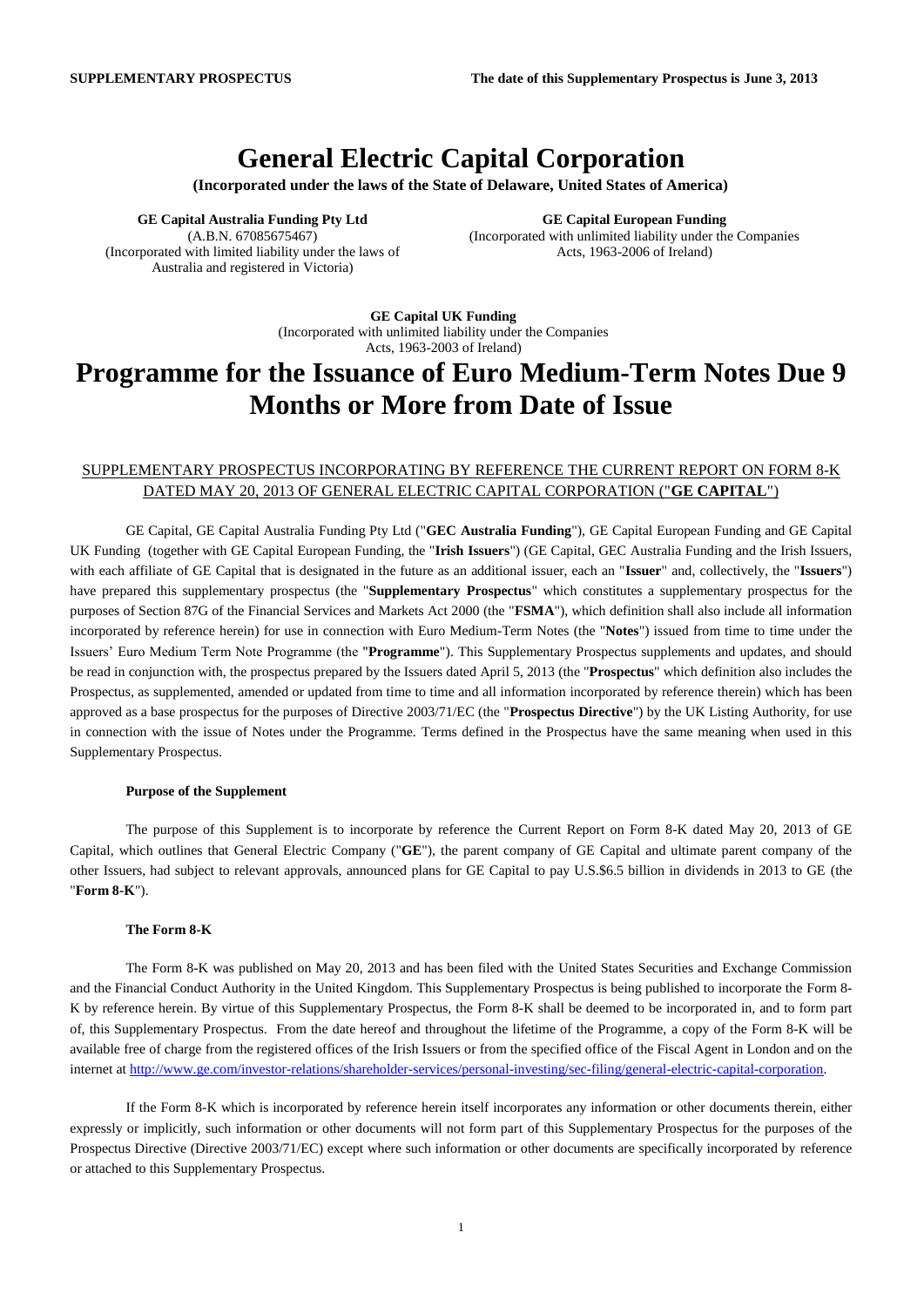**SUPPLEMENTARY PROSPECTUS** **The date of this Supplementary Prospectus is June 3, 2013**

# General Electric Capital Corporation

**(Incorporated under the laws of the State of Delaware, United States of America)**

**GE Capital Australia Funding Pty Ltd**
(A.B.N. 67085675467)
(Incorporated with limited liability under the laws of Australia and registered in Victoria)

**GE Capital European Funding**
(Incorporated with unlimited liability under the Companies Acts, 1963-2006 of Ireland)

**GE Capital UK Funding**
(Incorporated with unlimited liability under the Companies Acts, 1963-2003 of Ireland)

# Programme for the Issuance of Euro Medium-Term Notes Due 9 Months or More from Date of Issue

SUPPLEMENTARY PROSPECTUS INCORPORATING BY REFERENCE THE CURRENT REPORT ON FORM 8-K DATED MAY 20, 2013 OF GENERAL ELECTRIC CAPITAL CORPORATION ("**GE CAPITAL**")

GE Capital, GE Capital Australia Funding Pty Ltd ("**GEC Australia Funding**"), GE Capital European Funding and GE Capital UK Funding (together with GE Capital European Funding, the "**Irish Issuers**") (GE Capital, GEC Australia Funding and the Irish Issuers, with each affiliate of GE Capital that is designated in the future as an additional issuer, each an "**Issuer**" and, collectively, the "**Issuers**") have prepared this supplementary prospectus (the "**Supplementary Prospectus**" which constitutes a supplementary prospectus for the purposes of Section 87G of the Financial Services and Markets Act 2000 (the "**FSMA**"), which definition shall also include all information incorporated by reference herein) for use in connection with Euro Medium-Term Notes (the "**Notes**") issued from time to time under the Issuers' Euro Medium Term Note Programme (the "**Programme**"). This Supplementary Prospectus supplements and updates, and should be read in conjunction with, the prospectus prepared by the Issuers dated April 5, 2013 (the "**Prospectus**" which definition also includes the Prospectus, as supplemented, amended or updated from time to time and all information incorporated by reference therein) which has been approved as a base prospectus for the purposes of Directive 2003/71/EC (the "**Prospectus Directive**") by the UK Listing Authority, for use in connection with the issue of Notes under the Programme. Terms defined in the Prospectus have the same meaning when used in this Supplementary Prospectus.

**Purpose of the Supplement**

The purpose of this Supplement is to incorporate by reference the Current Report on Form 8-K dated May 20, 2013 of GE Capital, which outlines that General Electric Company ("**GE**"), the parent company of GE Capital and ultimate parent company of the other Issuers, had subject to relevant approvals, announced plans for GE Capital to pay U.S.$6.5 billion in dividends in 2013 to GE (the "**Form 8-K**").

**The Form 8-K**

The Form 8-K was published on May 20, 2013 and has been filed with the United States Securities and Exchange Commission and the Financial Conduct Authority in the United Kingdom. This Supplementary Prospectus is being published to incorporate the Form 8-K by reference herein. By virtue of this Supplementary Prospectus, the Form 8-K shall be deemed to be incorporated in, and to form part of, this Supplementary Prospectus. From the date hereof and throughout the lifetime of the Programme, a copy of the Form 8-K will be available free of charge from the registered offices of the Irish Issuers or from the specified office of the Fiscal Agent in London and on the internet at http://www.ge.com/investor-relations/shareholder-services/personal-investing/sec-filing/general-electric-capital-corporation.

If the Form 8-K which is incorporated by reference herein itself incorporates any information or other documents therein, either expressly or implicitly, such information or other documents will not form part of this Supplementary Prospectus for the purposes of the Prospectus Directive (Directive 2003/71/EC) except where such information or other documents are specifically incorporated by reference or attached to this Supplementary Prospectus.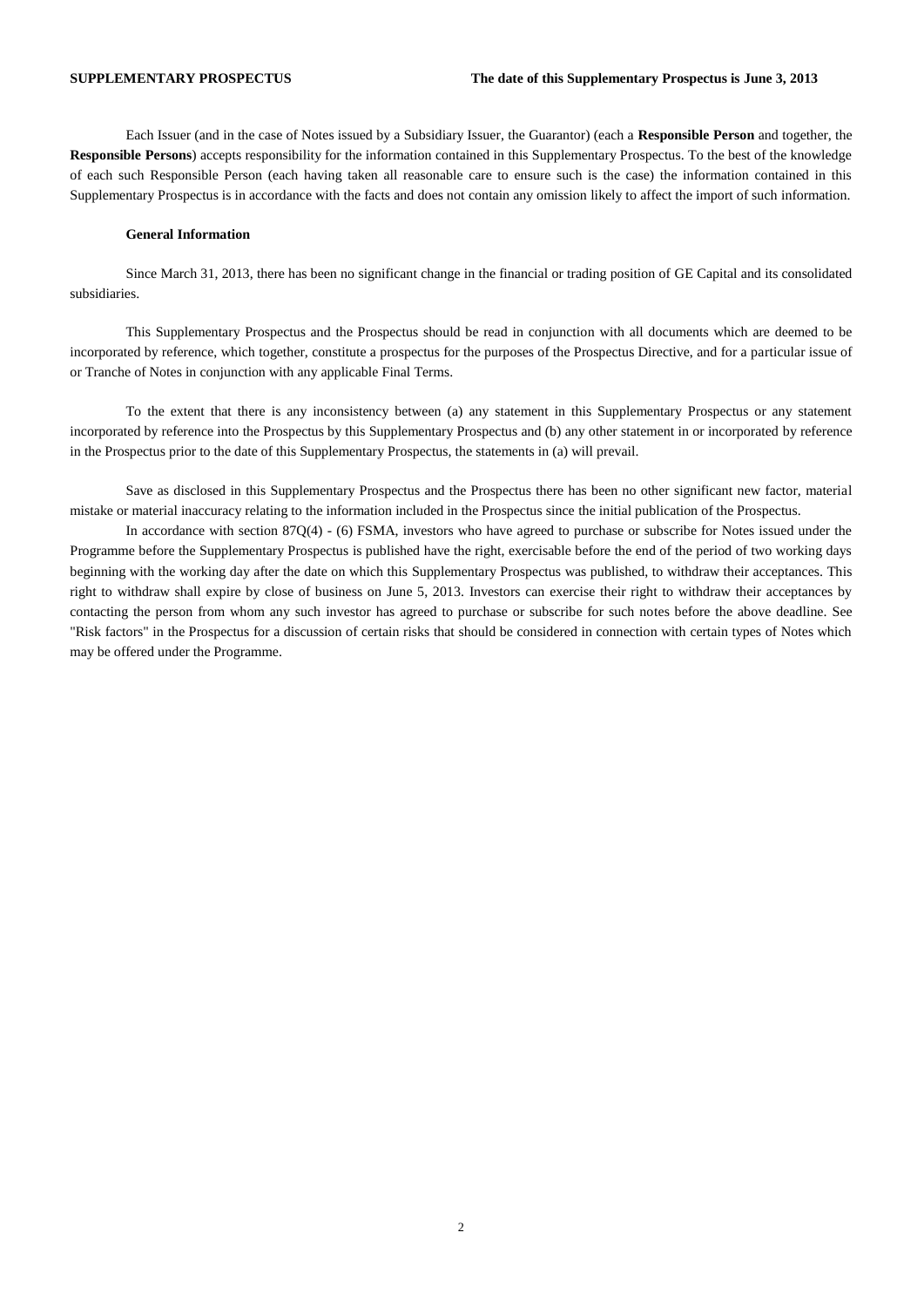**SUPPLEMENTARY PROSPECTUS** **The date of this Supplementary Prospectus is June 3, 2013**

Each Issuer (and in the case of Notes issued by a Subsidiary Issuer, the Guarantor) (each a **Responsible Person** and together, the **Responsible Persons**) accepts responsibility for the information contained in this Supplementary Prospectus. To the best of the knowledge of each such Responsible Person (each having taken all reasonable care to ensure such is the case) the information contained in this Supplementary Prospectus is in accordance with the facts and does not contain any omission likely to affect the import of such information.

**General Information**

Since March 31, 2013, there has been no significant change in the financial or trading position of GE Capital and its consolidated subsidiaries.

This Supplementary Prospectus and the Prospectus should be read in conjunction with all documents which are deemed to be incorporated by reference, which together, constitute a prospectus for the purposes of the Prospectus Directive, and for a particular issue of or Tranche of Notes in conjunction with any applicable Final Terms.

To the extent that there is any inconsistency between (a) any statement in this Supplementary Prospectus or any statement incorporated by reference into the Prospectus by this Supplementary Prospectus and (b) any other statement in or incorporated by reference in the Prospectus prior to the date of this Supplementary Prospectus, the statements in (a) will prevail.

Save as disclosed in this Supplementary Prospectus and the Prospectus there has been no other significant new factor, material mistake or material inaccuracy relating to the information included in the Prospectus since the initial publication of the Prospectus.

In accordance with section 87Q(4) - (6) FSMA, investors who have agreed to purchase or subscribe for Notes issued under the Programme before the Supplementary Prospectus is published have the right, exercisable before the end of the period of two working days beginning with the working day after the date on which this Supplementary Prospectus was published, to withdraw their acceptances. This right to withdraw shall expire by close of business on June 5, 2013. Investors can exercise their right to withdraw their acceptances by contacting the person from whom any such investor has agreed to purchase or subscribe for such notes before the above deadline. See "Risk factors" in the Prospectus for a discussion of certain risks that should be considered in connection with certain types of Notes which may be offered under the Programme.